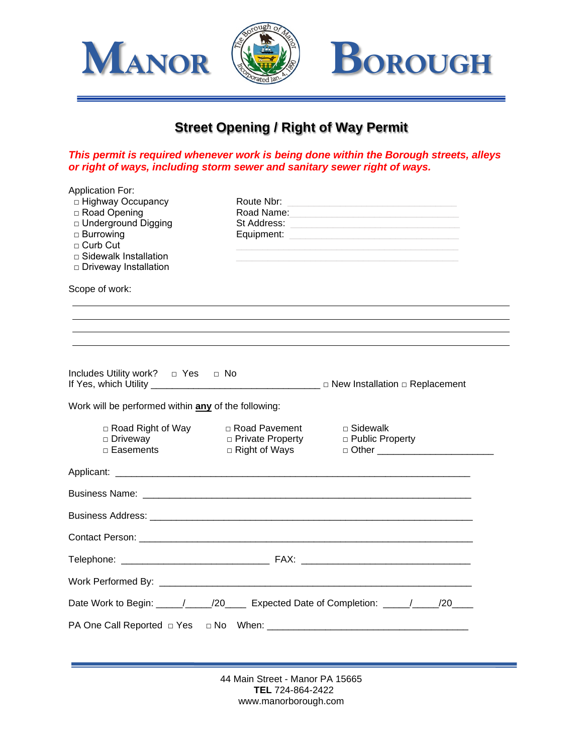# MANOR BOROUGH

## Street Opening / Right of Way Permit

***This permit is required whenever work is being done within the Borough streets, alleys or right of ways, including storm sewer and sanitary sewer right of ways.***

Application For:

- □ Highway Occupancy
- □ Road Opening
- □ Underground Digging
- □ Burrowing
- □ Curb Cut
- □ Sidewalk Installation
- □ Driveway Installation

Route Nbr: ______________________________

Road Name: ______________________________

St Address: ______________________________

Equipment: ______________________________

______________________________

______________________________

Scope of work:

________________________________________________________________________

________________________________________________________________________

________________________________________________________________________

________________________________________________________________________

Includes Utility work? □ Yes □ No

If Yes, which Utility ________________________________ □ New Installation □ Replacement

Work will be performed within **any** of the following:

| | | |
|---|---|---|
| □ Road Right of Way | □ Road Pavement | □ Sidewalk |
| □ Driveway | □ Private Property | □ Public Property |
| □ Easements | □ Right of Ways | □ Other ______________________ |

Applicant: ________________________________________________________________

Business Name: ____________________________________________________________

Business Address: __________________________________________________________

Contact Person: ____________________________________________________________

Telephone: ____________________________ FAX: ________________________________

Work Performed By: _________________________________________________________

Date Work to Begin: _____/_____/20____ Expected Date of Completion: _____/_____/20____

PA One Call Reported □ Yes □ No When: ______________________________________

44 Main Street - Manor PA 15665
**TEL** 724-864-2422
www.manorborough.com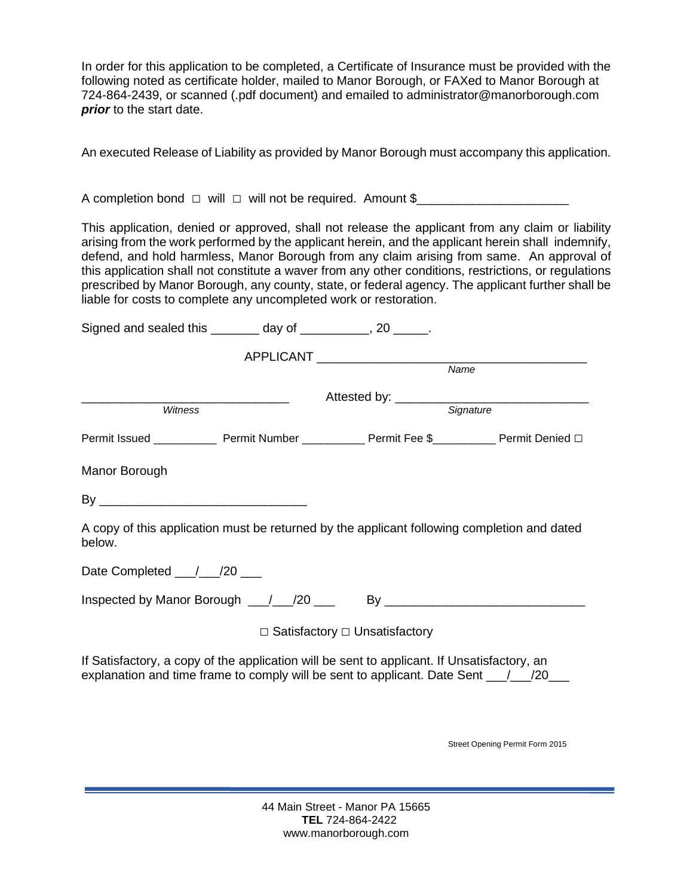In order for this application to be completed, a Certificate of Insurance must be provided with the following noted as certificate holder, mailed to Manor Borough, or FAXed to Manor Borough at 724-864-2439, or scanned (.pdf document) and emailed to administrator@manorborough.com ***prior*** to the start date.

An executed Release of Liability as provided by Manor Borough must accompany this application.

A completion bond □ will □ will not be required. Amount $______________________

This application, denied or approved, shall not release the applicant from any claim or liability arising from the work performed by the applicant herein, and the applicant herein shall indemnify, defend, and hold harmless, Manor Borough from any claim arising from same. An approval of this application shall not constitute a waver from any other conditions, restrictions, or regulations prescribed by Manor Borough, any county, state, or federal agency. The applicant further shall be liable for costs to complete any uncompleted work or restoration.

Signed and sealed this _______ day of __________, 20 _____.

APPLICANT ________________________________________
*Name*

______________________________ Attested by: ____________________________
*Witness* *Signature*

Permit Issued __________ Permit Number __________ Permit Fee $__________ Permit Denied □

Manor Borough

By ______________________________

A copy of this application must be returned by the applicant following completion and dated below.

Date Completed ___/___/20 ___

Inspected by Manor Borough ___/___/20 ___ By _____________________________

□ Satisfactory □ Unsatisfactory

If Satisfactory, a copy of the application will be sent to applicant. If Unsatisfactory, an explanation and time frame to comply will be sent to applicant. Date Sent ___/___/20___

Street Opening Permit Form 2015

44 Main Street - Manor PA 15665
**TEL** 724-864-2422
www.manorborough.com